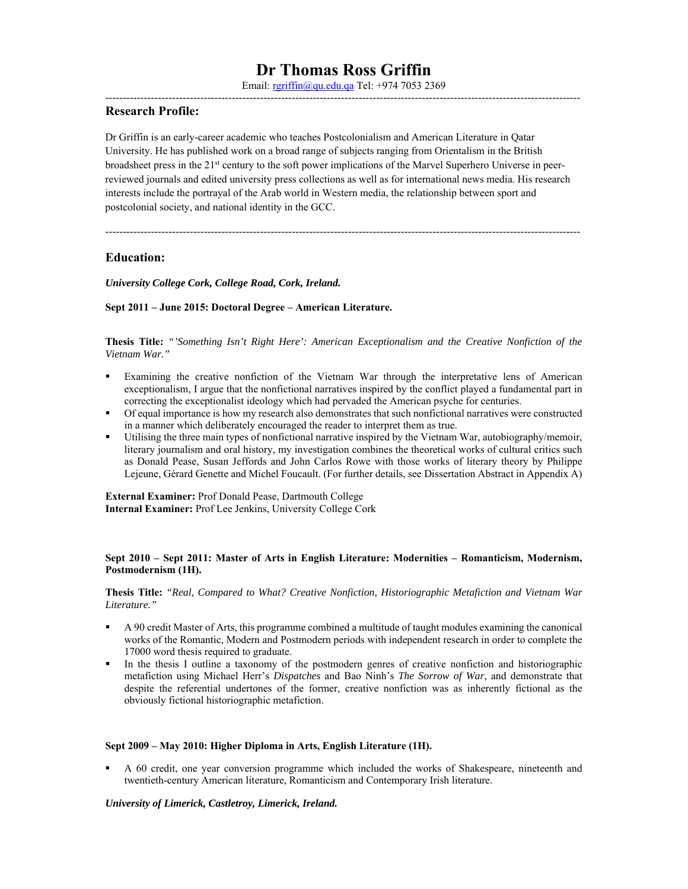# Dr Thomas Ross Griffin

Email: rgriffin@qu.edu.qa Tel: +974 7053 2369

---

## Research Profile:

Dr Griffin is an early-career academic who teaches Postcolonialism and American Literature in Qatar University. He has published work on a broad range of subjects ranging from Orientalism in the British broadsheet press in the 21st century to the soft power implications of the Marvel Superhero Universe in peer-reviewed journals and edited university press collections as well as for international news media. His research interests include the portrayal of the Arab world in Western media, the relationship between sport and postcolonial society, and national identity in the GCC.

---

## Education:

***University College Cork, College Road, Cork, Ireland.***

**Sept 2011 – June 2015: Doctoral Degree – American Literature.**

**Thesis Title:** *"'Something Isn't Right Here': American Exceptionalism and the Creative Nonfiction of the Vietnam War."*

- Examining the creative nonfiction of the Vietnam War through the interpretative lens of American exceptionalism, I argue that the nonfictional narratives inspired by the conflict played a fundamental part in correcting the exceptionalist ideology which had pervaded the American psyche for centuries.
- Of equal importance is how my research also demonstrates that such nonfictional narratives were constructed in a manner which deliberately encouraged the reader to interpret them as true.
- Utilising the three main types of nonfictional narrative inspired by the Vietnam War, autobiography/memoir, literary journalism and oral history, my investigation combines the theoretical works of cultural critics such as Donald Pease, Susan Jeffords and John Carlos Rowe with those works of literary theory by Philippe Lejeune, Gérard Genette and Michel Foucault. (For further details, see Dissertation Abstract in Appendix A)

**External Examiner:** Prof Donald Pease, Dartmouth College
**Internal Examiner:** Prof Lee Jenkins, University College Cork

**Sept 2010 – Sept 2011: Master of Arts in English Literature: Modernities – Romanticism, Modernism, Postmodernism (1H).**

**Thesis Title:** *"Real, Compared to What? Creative Nonfiction, Historiographic Metafiction and Vietnam War Literature."*

- A 90 credit Master of Arts, this programme combined a multitude of taught modules examining the canonical works of the Romantic, Modern and Postmodern periods with independent research in order to complete the 17000 word thesis required to graduate.
- In the thesis I outline a taxonomy of the postmodern genres of creative nonfiction and historiographic metafiction using Michael Herr's *Dispatches* and Bao Ninh's *The Sorrow of War*, and demonstrate that despite the referential undertones of the former, creative nonfiction was as inherently fictional as the obviously fictional historiographic metafiction.

**Sept 2009 – May 2010: Higher Diploma in Arts, English Literature (1H).**

- A 60 credit, one year conversion programme which included the works of Shakespeare, nineteenth and twentieth-century American literature, Romanticism and Contemporary Irish literature.

***University of Limerick, Castletroy, Limerick, Ireland.***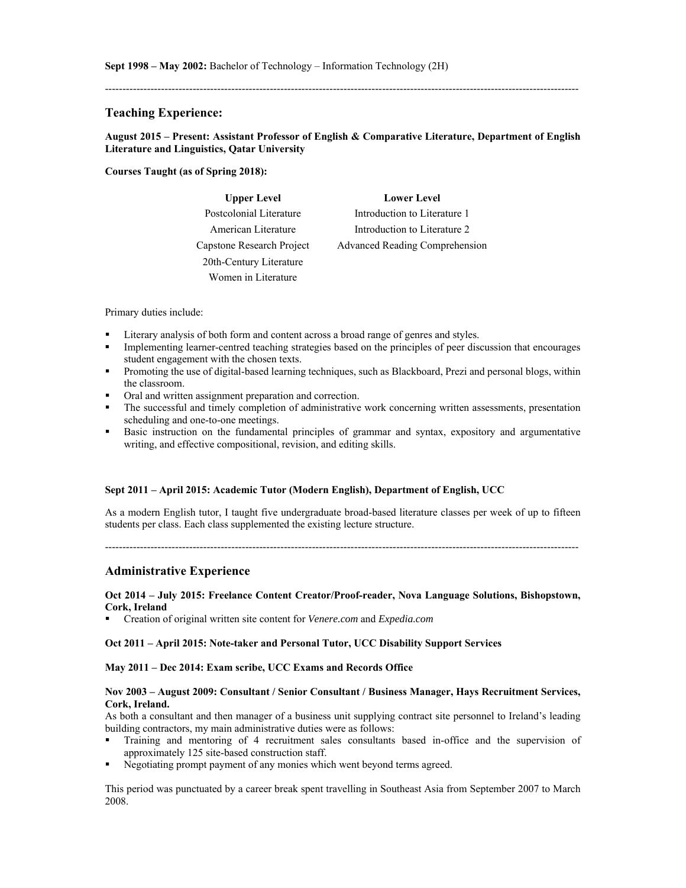**Sept 1998 – May 2002:** Bachelor of Technology – Information Technology (2H)

---

## Teaching Experience:

**August 2015 – Present: Assistant Professor of English & Comparative Literature, Department of English Literature and Linguistics, Qatar University**

**Courses Taught (as of Spring 2018):**

| Upper Level | Lower Level |
|---|---|
| Postcolonial Literature | Introduction to Literature 1 |
| American Literature | Introduction to Literature 2 |
| Capstone Research Project | Advanced Reading Comprehension |
| 20th-Century Literature | |
| Women in Literature | |

Primary duties include:

- Literary analysis of both form and content across a broad range of genres and styles.
- Implementing learner-centred teaching strategies based on the principles of peer discussion that encourages student engagement with the chosen texts.
- Promoting the use of digital-based learning techniques, such as Blackboard, Prezi and personal blogs, within the classroom.
- Oral and written assignment preparation and correction.
- The successful and timely completion of administrative work concerning written assessments, presentation scheduling and one-to-one meetings.
- Basic instruction on the fundamental principles of grammar and syntax, expository and argumentative writing, and effective compositional, revision, and editing skills.

**Sept 2011 – April 2015: Academic Tutor (Modern English), Department of English, UCC**

As a modern English tutor, I taught five undergraduate broad-based literature classes per week of up to fifteen students per class. Each class supplemented the existing lecture structure.

---

## Administrative Experience

**Oct 2014 – July 2015: Freelance Content Creator/Proof-reader, Nova Language Solutions, Bishopstown, Cork, Ireland**

- Creation of original written site content for *Venere.com* and *Expedia.com*

**Oct 2011 – April 2015: Note-taker and Personal Tutor, UCC Disability Support Services**

**May 2011 – Dec 2014: Exam scribe, UCC Exams and Records Office**

**Nov 2003 – August 2009: Consultant / Senior Consultant / Business Manager, Hays Recruitment Services, Cork, Ireland.**

As both a consultant and then manager of a business unit supplying contract site personnel to Ireland's leading building contractors, my main administrative duties were as follows:

- Training and mentoring of 4 recruitment sales consultants based in-office and the supervision of approximately 125 site-based construction staff.
- Negotiating prompt payment of any monies which went beyond terms agreed.

This period was punctuated by a career break spent travelling in Southeast Asia from September 2007 to March 2008.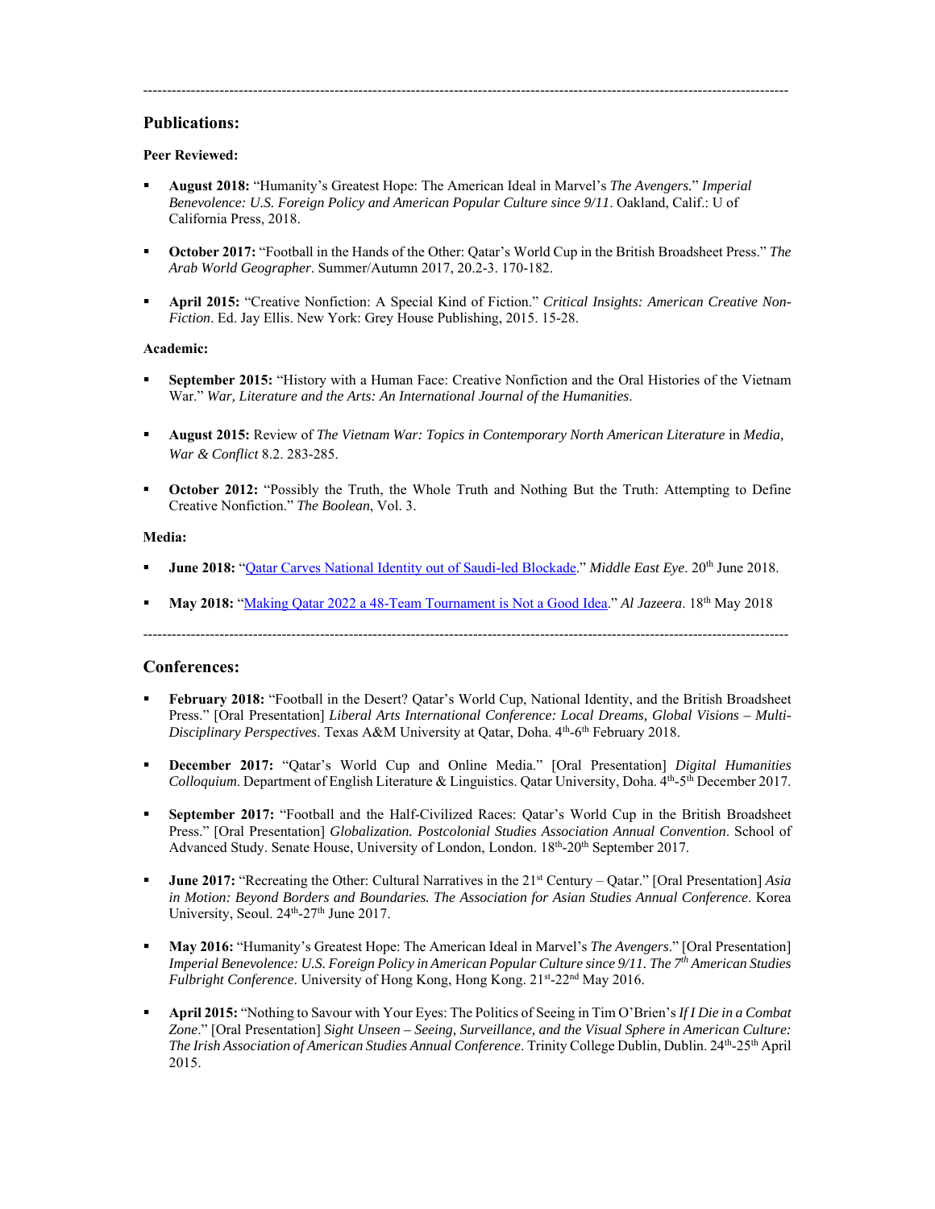---

## Publications:

**Peer Reviewed:**

- **August 2018:** "Humanity's Greatest Hope: The American Ideal in Marvel's *The Avengers*." *Imperial Benevolence: U.S. Foreign Policy and American Popular Culture since 9/11*. Oakland, Calif.: U of California Press, 2018.

- **October 2017:** "Football in the Hands of the Other: Qatar's World Cup in the British Broadsheet Press." *The Arab World Geographer*. Summer/Autumn 2017, 20.2-3. 170-182.

- **April 2015:** "Creative Nonfiction: A Special Kind of Fiction." *Critical Insights: American Creative Non-Fiction*. Ed. Jay Ellis. New York: Grey House Publishing, 2015. 15-28.

**Academic:**

- **September 2015:** "History with a Human Face: Creative Nonfiction and the Oral Histories of the Vietnam War." *War, Literature and the Arts: An International Journal of the Humanities*.

- **August 2015:** Review of *The Vietnam War: Topics in Contemporary North American Literature* in *Media, War & Conflict* 8.2. 283-285.

- **October 2012:** "Possibly the Truth, the Whole Truth and Nothing But the Truth: Attempting to Define Creative Nonfiction." *The Boolean*, Vol. 3.

**Media:**

- **June 2018:** "Qatar Carves National Identity out of Saudi-led Blockade." *Middle East Eye*. 20th June 2018.

- **May 2018:** "Making Qatar 2022 a 48-Team Tournament is Not a Good Idea." *Al Jazeera*. 18th May 2018

---

## Conferences:

- **February 2018:** "Football in the Desert? Qatar's World Cup, National Identity, and the British Broadsheet Press." [Oral Presentation] *Liberal Arts International Conference: Local Dreams, Global Visions – Multi-Disciplinary Perspectives*. Texas A&M University at Qatar, Doha. 4th-6th February 2018.

- **December 2017:** "Qatar's World Cup and Online Media." [Oral Presentation] *Digital Humanities Colloquium*. Department of English Literature & Linguistics. Qatar University, Doha. 4th-5th December 2017.

- **September 2017:** "Football and the Half-Civilized Races: Qatar's World Cup in the British Broadsheet Press." [Oral Presentation] *Globalization. Postcolonial Studies Association Annual Convention*. School of Advanced Study. Senate House, University of London, London. 18th-20th September 2017.

- **June 2017:** "Recreating the Other: Cultural Narratives in the 21st Century – Qatar." [Oral Presentation] *Asia in Motion: Beyond Borders and Boundaries. The Association for Asian Studies Annual Conference*. Korea University, Seoul. 24th-27th June 2017.

- **May 2016:** "Humanity's Greatest Hope: The American Ideal in Marvel's *The Avengers*." [Oral Presentation] *Imperial Benevolence: U.S. Foreign Policy in American Popular Culture since 9/11. The 7th American Studies Fulbright Conference*. University of Hong Kong, Hong Kong. 21st-22nd May 2016.

- **April 2015:** "Nothing to Savour with Your Eyes: The Politics of Seeing in Tim O'Brien's *If I Die in a Combat Zone*." [Oral Presentation] *Sight Unseen – Seeing, Surveillance, and the Visual Sphere in American Culture: The Irish Association of American Studies Annual Conference*. Trinity College Dublin, Dublin. 24th-25th April 2015.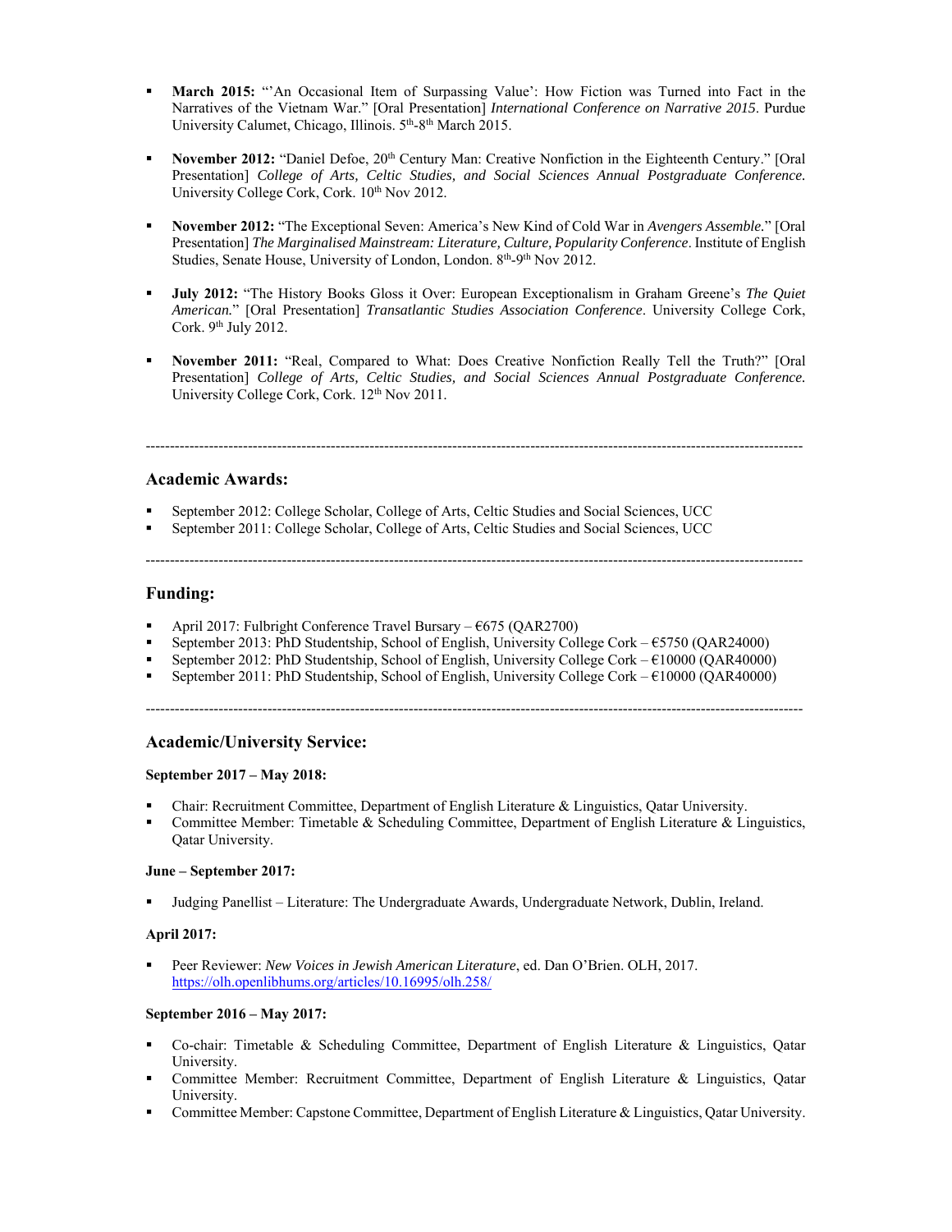- **March 2015:** "'An Occasional Item of Surpassing Value': How Fiction was Turned into Fact in the Narratives of the Vietnam War." [Oral Presentation] *International Conference on Narrative 2015*. Purdue University Calumet, Chicago, Illinois. 5th-8th March 2015.

- **November 2012:** "Daniel Defoe, 20th Century Man: Creative Nonfiction in the Eighteenth Century." [Oral Presentation] *College of Arts, Celtic Studies, and Social Sciences Annual Postgraduate Conference.* University College Cork, Cork. 10th Nov 2012.

- **November 2012:** "The Exceptional Seven: America's New Kind of Cold War in *Avengers Assemble.*" [Oral Presentation] *The Marginalised Mainstream: Literature, Culture, Popularity Conference*. Institute of English Studies, Senate House, University of London, London. 8th-9th Nov 2012.

- **July 2012:** "The History Books Gloss it Over: European Exceptionalism in Graham Greene's *The Quiet American.*" [Oral Presentation] *Transatlantic Studies Association Conference*. University College Cork, Cork. 9th July 2012.

- **November 2011:** "Real, Compared to What: Does Creative Nonfiction Really Tell the Truth?" [Oral Presentation] *College of Arts, Celtic Studies, and Social Sciences Annual Postgraduate Conference.* University College Cork, Cork. 12th Nov 2011.

---

## Academic Awards:

- September 2012: College Scholar, College of Arts, Celtic Studies and Social Sciences, UCC
- September 2011: College Scholar, College of Arts, Celtic Studies and Social Sciences, UCC

---

## Funding:

- April 2017: Fulbright Conference Travel Bursary – €675 (QAR2700)
- September 2013: PhD Studentship, School of English, University College Cork – €5750 (QAR24000)
- September 2012: PhD Studentship, School of English, University College Cork – €10000 (QAR40000)
- September 2011: PhD Studentship, School of English, University College Cork – €10000 (QAR40000)

---

## Academic/University Service:

**September 2017 – May 2018:**

- Chair: Recruitment Committee, Department of English Literature & Linguistics, Qatar University.
- Committee Member: Timetable & Scheduling Committee, Department of English Literature & Linguistics, Qatar University.

**June – September 2017:**

- Judging Panellist – Literature: The Undergraduate Awards, Undergraduate Network, Dublin, Ireland.

**April 2017:**

- Peer Reviewer: *New Voices in Jewish American Literature*, ed. Dan O'Brien. OLH, 2017. https://olh.openlibhums.org/articles/10.16995/olh.258/

**September 2016 – May 2017:**

- Co-chair: Timetable & Scheduling Committee, Department of English Literature & Linguistics, Qatar University.
- Committee Member: Recruitment Committee, Department of English Literature & Linguistics, Qatar University.
- Committee Member: Capstone Committee, Department of English Literature & Linguistics, Qatar University.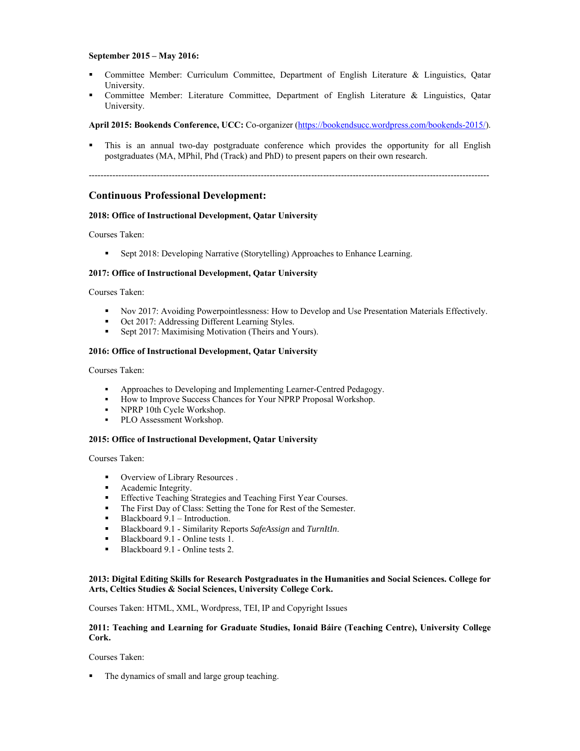**September 2015 – May 2016:**

- Committee Member: Curriculum Committee, Department of English Literature & Linguistics, Qatar University.
- Committee Member: Literature Committee, Department of English Literature & Linguistics, Qatar University.

**April 2015: Bookends Conference, UCC:** Co-organizer (https://bookendsucc.wordpress.com/bookends-2015/).

- This is an annual two-day postgraduate conference which provides the opportunity for all English postgraduates (MA, MPhil, Phd (Track) and PhD) to present papers on their own research.

---

## Continuous Professional Development:

**2018: Office of Instructional Development, Qatar University**

Courses Taken:

- Sept 2018: Developing Narrative (Storytelling) Approaches to Enhance Learning.

**2017: Office of Instructional Development, Qatar University**

Courses Taken:

- Nov 2017: Avoiding Powerpointlessness: How to Develop and Use Presentation Materials Effectively.
- Oct 2017: Addressing Different Learning Styles.
- Sept 2017: Maximising Motivation (Theirs and Yours).

**2016: Office of Instructional Development, Qatar University**

Courses Taken:

- Approaches to Developing and Implementing Learner-Centred Pedagogy.
- How to Improve Success Chances for Your NPRP Proposal Workshop.
- NPRP 10th Cycle Workshop.
- PLO Assessment Workshop.

**2015: Office of Instructional Development, Qatar University**

Courses Taken:

- Overview of Library Resources .
- Academic Integrity.
- Effective Teaching Strategies and Teaching First Year Courses.
- The First Day of Class: Setting the Tone for Rest of the Semester.
- Blackboard 9.1 – Introduction.
- Blackboard 9.1 - Similarity Reports *SafeAssign* and *TurnItIn*.
- Blackboard 9.1 - Online tests 1.
- Blackboard 9.1 - Online tests 2.

**2013: Digital Editing Skills for Research Postgraduates in the Humanities and Social Sciences. College for Arts, Celtics Studies & Social Sciences, University College Cork.**

Courses Taken: HTML, XML, Wordpress, TEI, IP and Copyright Issues

**2011: Teaching and Learning for Graduate Studies, Ionaid Báire (Teaching Centre), University College Cork.**

Courses Taken:

- The dynamics of small and large group teaching.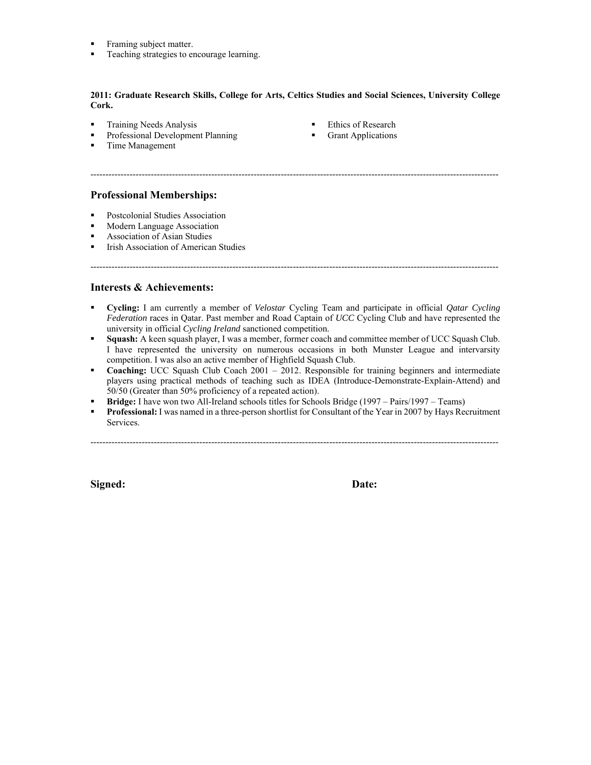- Framing subject matter.
- Teaching strategies to encourage learning.

**2011: Graduate Research Skills, College for Arts, Celtics Studies and Social Sciences, University College Cork.**

- Training Needs Analysis
- Professional Development Planning
- Time Management
- Ethics of Research
- Grant Applications

---

## Professional Memberships:

- Postcolonial Studies Association
- Modern Language Association
- Association of Asian Studies
- Irish Association of American Studies

---

## Interests & Achievements:

- **Cycling:** I am currently a member of *Velostar* Cycling Team and participate in official *Qatar Cycling Federation* races in Qatar. Past member and Road Captain of *UCC* Cycling Club and have represented the university in official *Cycling Ireland* sanctioned competition.
- **Squash:** A keen squash player, I was a member, former coach and committee member of UCC Squash Club. I have represented the university on numerous occasions in both Munster League and intervarsity competition. I was also an active member of Highfield Squash Club.
- **Coaching:** UCC Squash Club Coach 2001 – 2012. Responsible for training beginners and intermediate players using practical methods of teaching such as IDEA (Introduce-Demonstrate-Explain-Attend) and 50/50 (Greater than 50% proficiency of a repeated action).
- **Bridge:** I have won two All-Ireland schools titles for Schools Bridge (1997 – Pairs/1997 – Teams)
- **Professional:** I was named in a three-person shortlist for Consultant of the Year in 2007 by Hays Recruitment Services.

---

**Signed:** **Date:**